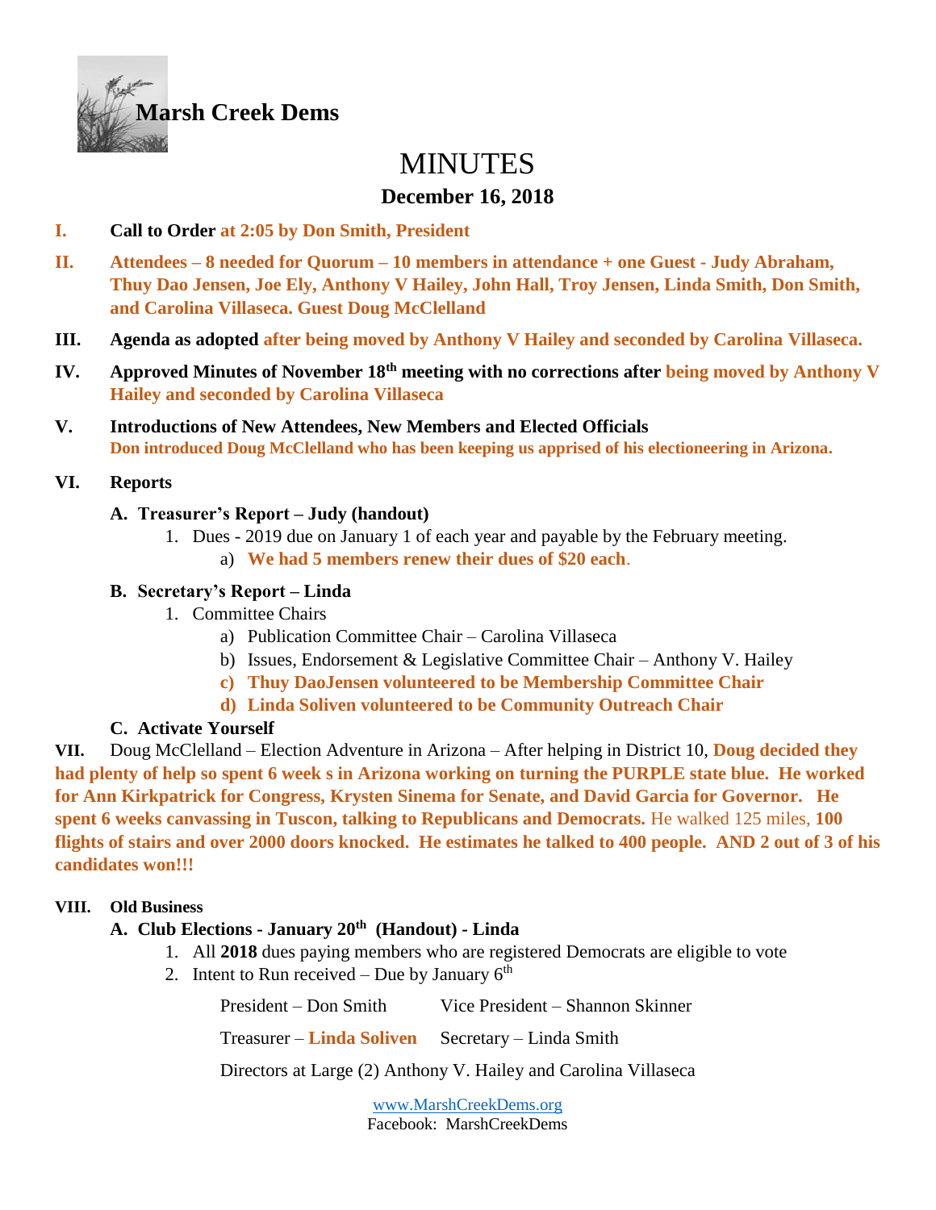**Marsh Creek Dems**

# MINUTES

## December 16, 2018

I. **Call to Order** **at 2:05 by Don Smith, President**

II. **Attendees – 8 needed for Quorum – 10 members in attendance + one Guest - Judy Abraham, Thuy Dao Jensen, Joe Ely, Anthony V Hailey, John Hall, Troy Jensen, Linda Smith, Don Smith, and Carolina Villaseca. Guest Doug McClelland**

III. **Agenda as adopted** **after being moved by Anthony V Hailey and seconded by Carolina Villaseca.**

IV. **Approved Minutes of November 18th meeting with no corrections after** **being moved by Anthony V Hailey and seconded by Carolina Villaseca**

V. **Introductions of New Attendees, New Members and Elected Officials**
**Don introduced Doug McClelland who has been keeping us apprised of his electioneering in Arizona.**

VI. **Reports**

**A. Treasurer's Report – Judy (handout)**

1. Dues - 2019 due on January 1 of each year and payable by the February meeting.
   a) **We had 5 members renew their dues of $20 each**.

**B. Secretary's Report – Linda**

1. Committee Chairs
   a) Publication Committee Chair – Carolina Villaseca
   b) Issues, Endorsement & Legislative Committee Chair – Anthony V. Hailey
   c) **Thuy DaoJensen volunteered to be Membership Committee Chair**
   d) **Linda Soliven volunteered to be Community Outreach Chair**

**C. Activate Yourself**

**VII.** Doug McClelland – Election Adventure in Arizona – After helping in District 10, **Doug decided they had plenty of help so spent 6 week s in Arizona working on turning the PURPLE state blue. He worked for Ann Kirkpatrick for Congress, Krysten Sinema for Senate, and David Garcia for Governor. He spent 6 weeks canvassing in Tuscon, talking to Republicans and Democrats.** He walked 125 miles, **100 flights of stairs and over 2000 doors knocked. He estimates he talked to 400 people. AND 2 out of 3 of his candidates won!!!**

**VIII. Old Business**

**A. Club Elections - January 20th (Handout) - Linda**

1. All **2018** dues paying members who are registered Democrats are eligible to vote
2. Intent to Run received – Due by January 6th

   President – Don Smith     Vice President – Shannon Skinner

   Treasurer – **Linda Soliven**     Secretary – Linda Smith

   Directors at Large (2) Anthony V. Hailey and Carolina Villaseca

www.MarshCreekDems.org
Facebook: MarshCreekDems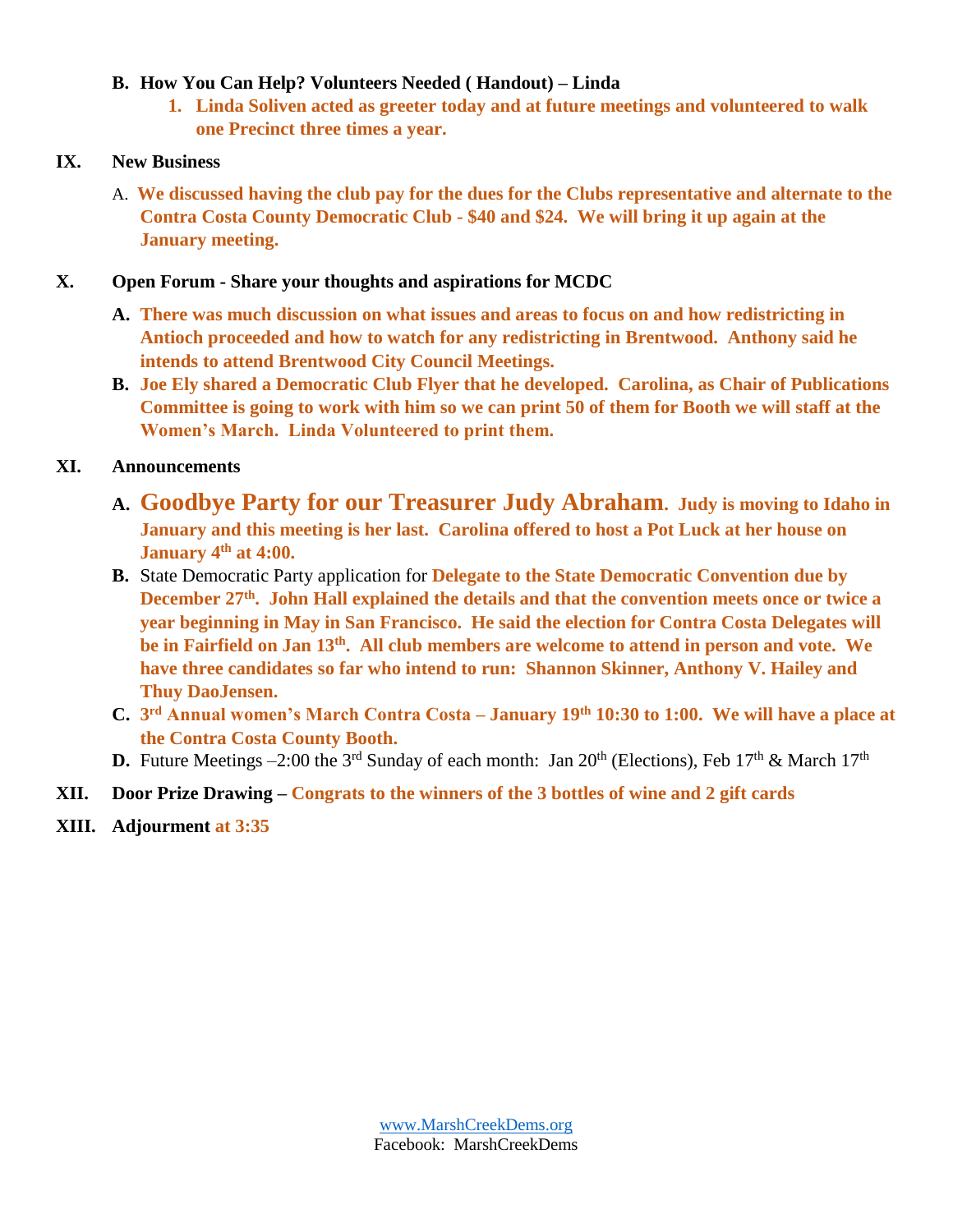**B. How You Can Help? Volunteers Needed ( Handout) – Linda**

1. **Linda Soliven acted as greeter today and at future meetings and volunteered to walk one Precinct three times a year.**

**IX. New Business**

A. **We discussed having the club pay for the dues for the Clubs representative and alternate to the Contra Costa County Democratic Club - $40 and $24. We will bring it up again at the January meeting.**

**X. Open Forum - Share your thoughts and aspirations for MCDC**

**A. There was much discussion on what issues and areas to focus on and how redistricting in Antioch proceeded and how to watch for any redistricting in Brentwood. Anthony said he intends to attend Brentwood City Council Meetings.**

**B. Joe Ely shared a Democratic Club Flyer that he developed. Carolina, as Chair of Publications Committee is going to work with him so we can print 50 of them for Booth we will staff at the Women's March. Linda Volunteered to print them.**

**XI. Announcements**

**A. Goodbye Party for our Treasurer Judy Abraham. Judy is moving to Idaho in January and this meeting is her last. Carolina offered to host a Pot Luck at her house on January 4th at 4:00.**

**B.** State Democratic Party application for **Delegate to the State Democratic Convention due by December 27th. John Hall explained the details and that the convention meets once or twice a year beginning in May in San Francisco. He said the election for Contra Costa Delegates will be in Fairfield on Jan 13th. All club members are welcome to attend in person and vote. We have three candidates so far who intend to run: Shannon Skinner, Anthony V. Hailey and Thuy DaoJensen.**

**C. 3rd Annual women's March Contra Costa – January 19th 10:30 to 1:00. We will have a place at the Contra Costa County Booth.**

**D.** Future Meetings –2:00 the 3rd Sunday of each month: Jan 20th (Elections), Feb 17th & March 17th

**XII. Door Prize Drawing – Congrats to the winners of the 3 bottles of wine and 2 gift cards**

**XIII. Adjourment at 3:35**

www.MarshCreekDems.org
Facebook: MarshCreekDems